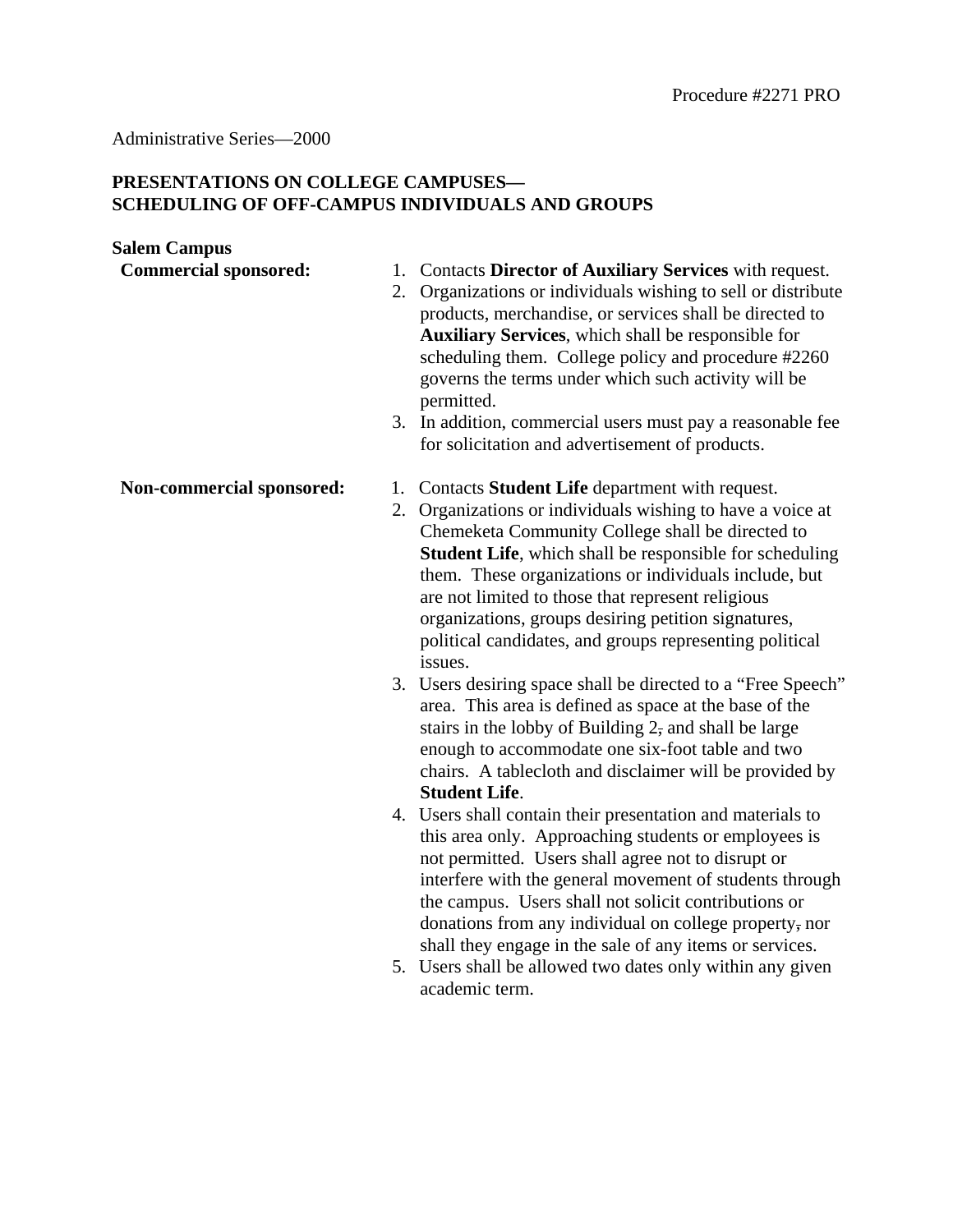Procedure #2271 PRO

Administrative Series—2000

**PRESENTATIONS ON COLLEGE CAMPUSES—**
**SCHEDULING OF OFF-CAMPUS INDIVIDUALS AND GROUPS**

**Salem Campus**

**Commercial sponsored:**

1. Contacts **Director of Auxiliary Services** with request.
2. Organizations or individuals wishing to sell or distribute products, merchandise, or services shall be directed to **Auxiliary Services**, which shall be responsible for scheduling them. College policy and procedure #2260 governs the terms under which such activity will be permitted.
3. In addition, commercial users must pay a reasonable fee for solicitation and advertisement of products.

**Non-commercial sponsored:**

1. Contacts **Student Life** department with request.
2. Organizations or individuals wishing to have a voice at Chemeketa Community College shall be directed to **Student Life**, which shall be responsible for scheduling them. These organizations or individuals include, but are not limited to those that represent religious organizations, groups desiring petition signatures, political candidates, and groups representing political issues.
3. Users desiring space shall be directed to a "Free Speech" area. This area is defined as space at the base of the stairs in the lobby of Building 2, and shall be large enough to accommodate one six-foot table and two chairs. A tablecloth and disclaimer will be provided by **Student Life**.
4. Users shall contain their presentation and materials to this area only. Approaching students or employees is not permitted. Users shall agree not to disrupt or interfere with the general movement of students through the campus. Users shall not solicit contributions or donations from any individual on college property, nor shall they engage in the sale of any items or services.
5. Users shall be allowed two dates only within any given academic term.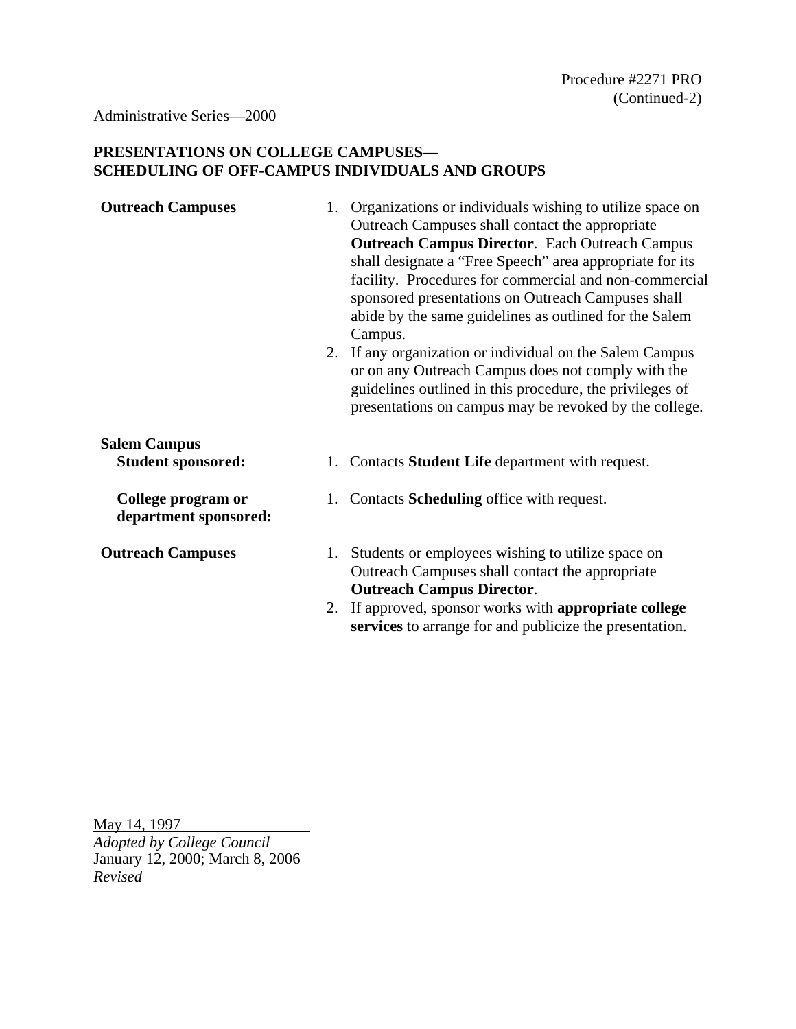Procedure #2271 PRO
(Continued-2)

Administrative Series—2000

**PRESENTATIONS ON COLLEGE CAMPUSES—**
**SCHEDULING OF OFF-CAMPUS INDIVIDUALS AND GROUPS**

**Outreach Campuses**

1. Organizations or individuals wishing to utilize space on Outreach Campuses shall contact the appropriate **Outreach Campus Director**. Each Outreach Campus shall designate a "Free Speech" area appropriate for its facility. Procedures for commercial and non-commercial sponsored presentations on Outreach Campuses shall abide by the same guidelines as outlined for the Salem Campus.
2. If any organization or individual on the Salem Campus or on any Outreach Campus does not comply with the guidelines outlined in this procedure, the privileges of presentations on campus may be revoked by the college.

**Salem Campus**

**Student sponsored:**

1. Contacts **Student Life** department with request.

**College program or department sponsored:**

1. Contacts **Scheduling** office with request.

**Outreach Campuses**

1. Students or employees wishing to utilize space on Outreach Campuses shall contact the appropriate **Outreach Campus Director**.
2. If approved, sponsor works with **appropriate college services** to arrange for and publicize the presentation.

May 14, 1997
*Adopted by College Council*
January 12, 2000; March 8, 2006
*Revised*